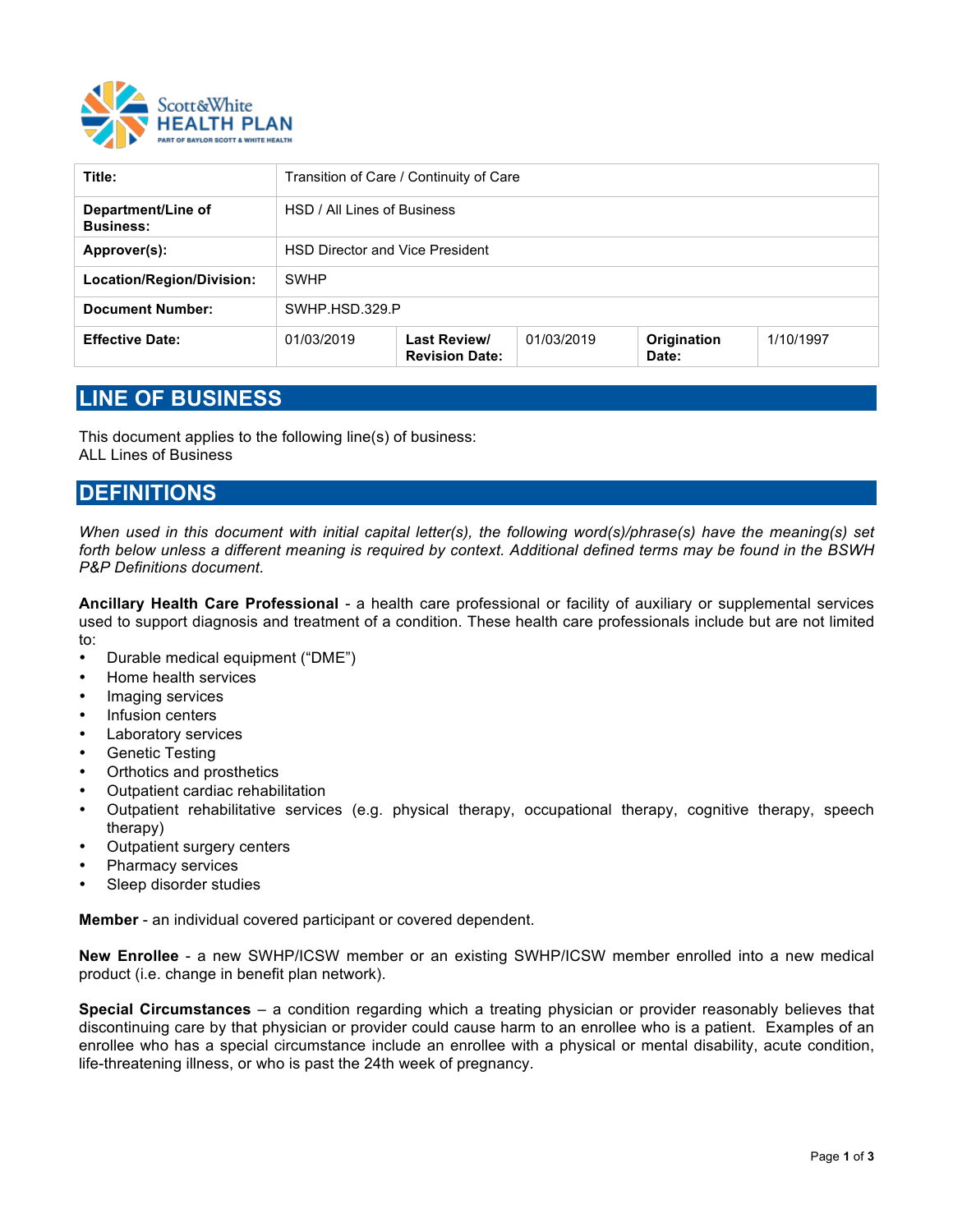Scott&White HEALTH PLAN
PART OF BAYLOR SCOTT & WHITE HEALTH

| **Title:** | Transition of Care / Continuity of Care | | | | |
|---|---|---|---|---|---|
| **Department/Line of Business:** | HSD / All Lines of Business | | | | |
| **Approver(s):** | HSD Director and Vice President | | | | |
| **Location/Region/Division:** | SWHP | | | | |
| **Document Number:** | SWHP.HSD.329.P | | | | |
| **Effective Date:** | 01/03/2019 | **Last Review/ Revision Date:** | 01/03/2019 | **Origination Date:** | 1/10/1997 |

## LINE OF BUSINESS

This document applies to the following line(s) of business:
ALL Lines of Business

## DEFINITIONS

*When used in this document with initial capital letter(s), the following word(s)/phrase(s) have the meaning(s) set forth below unless a different meaning is required by context. Additional defined terms may be found in the BSWH P&P Definitions document.*

**Ancillary Health Care Professional** - a health care professional or facility of auxiliary or supplemental services used to support diagnosis and treatment of a condition. These health care professionals include but are not limited to:

- Durable medical equipment ("DME")
- Home health services
- Imaging services
- Infusion centers
- Laboratory services
- Genetic Testing
- Orthotics and prosthetics
- Outpatient cardiac rehabilitation
- Outpatient rehabilitative services (e.g. physical therapy, occupational therapy, cognitive therapy, speech therapy)
- Outpatient surgery centers
- Pharmacy services
- Sleep disorder studies

**Member** - an individual covered participant or covered dependent.

**New Enrollee** - a new SWHP/ICSW member or an existing SWHP/ICSW member enrolled into a new medical product (i.e. change in benefit plan network).

**Special Circumstances** – a condition regarding which a treating physician or provider reasonably believes that discontinuing care by that physician or provider could cause harm to an enrollee who is a patient. Examples of an enrollee who has a special circumstance include an enrollee with a physical or mental disability, acute condition, life-threatening illness, or who is past the 24th week of pregnancy.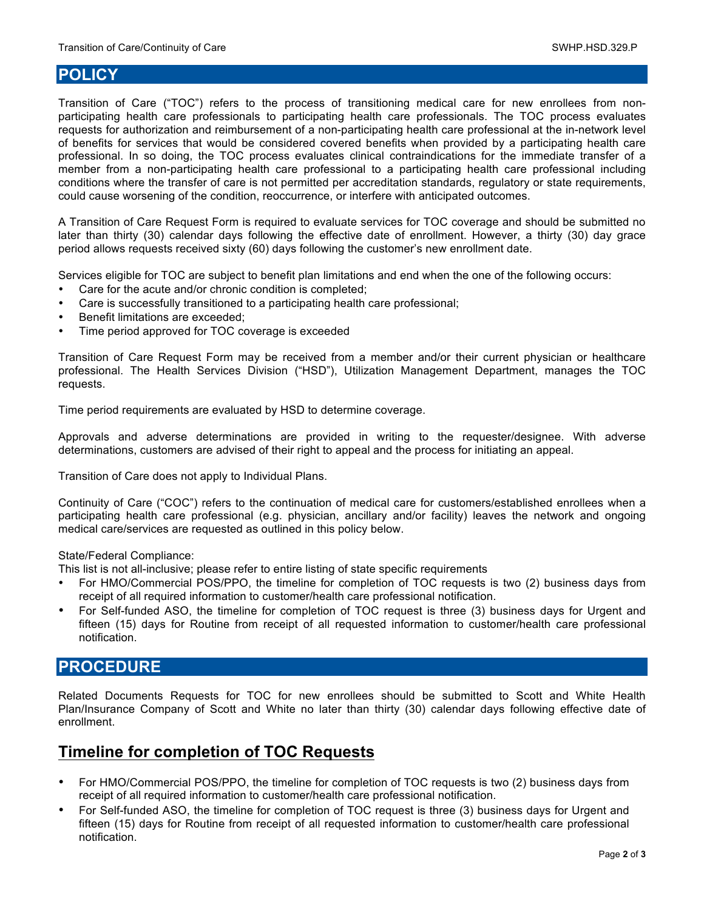## POLICY

Transition of Care ("TOC") refers to the process of transitioning medical care for new enrollees from non-participating health care professionals to participating health care professionals. The TOC process evaluates requests for authorization and reimbursement of a non-participating health care professional at the in-network level of benefits for services that would be considered covered benefits when provided by a participating health care professional. In so doing, the TOC process evaluates clinical contraindications for the immediate transfer of a member from a non-participating health care professional to a participating health care professional including conditions where the transfer of care is not permitted per accreditation standards, regulatory or state requirements, could cause worsening of the condition, reoccurrence, or interfere with anticipated outcomes.

A Transition of Care Request Form is required to evaluate services for TOC coverage and should be submitted no later than thirty (30) calendar days following the effective date of enrollment. However, a thirty (30) day grace period allows requests received sixty (60) days following the customer's new enrollment date.

Services eligible for TOC are subject to benefit plan limitations and end when the one of the following occurs:

- Care for the acute and/or chronic condition is completed;
- Care is successfully transitioned to a participating health care professional;
- Benefit limitations are exceeded;
- Time period approved for TOC coverage is exceeded

Transition of Care Request Form may be received from a member and/or their current physician or healthcare professional. The Health Services Division ("HSD"), Utilization Management Department, manages the TOC requests.

Time period requirements are evaluated by HSD to determine coverage.

Approvals and adverse determinations are provided in writing to the requester/designee. With adverse determinations, customers are advised of their right to appeal and the process for initiating an appeal.

Transition of Care does not apply to Individual Plans.

Continuity of Care ("COC") refers to the continuation of medical care for customers/established enrollees when a participating health care professional (e.g. physician, ancillary and/or facility) leaves the network and ongoing medical care/services are requested as outlined in this policy below.

State/Federal Compliance:
This list is not all-inclusive; please refer to entire listing of state specific requirements

- For HMO/Commercial POS/PPO, the timeline for completion of TOC requests is two (2) business days from receipt of all required information to customer/health care professional notification.
- For Self-funded ASO, the timeline for completion of TOC request is three (3) business days for Urgent and fifteen (15) days for Routine from receipt of all requested information to customer/health care professional notification.

## PROCEDURE

Related Documents Requests for TOC for new enrollees should be submitted to Scott and White Health Plan/Insurance Company of Scott and White no later than thirty (30) calendar days following effective date of enrollment.

### Timeline for completion of TOC Requests

- For HMO/Commercial POS/PPO, the timeline for completion of TOC requests is two (2) business days from receipt of all required information to customer/health care professional notification.
- For Self-funded ASO, the timeline for completion of TOC request is three (3) business days for Urgent and fifteen (15) days for Routine from receipt of all requested information to customer/health care professional notification.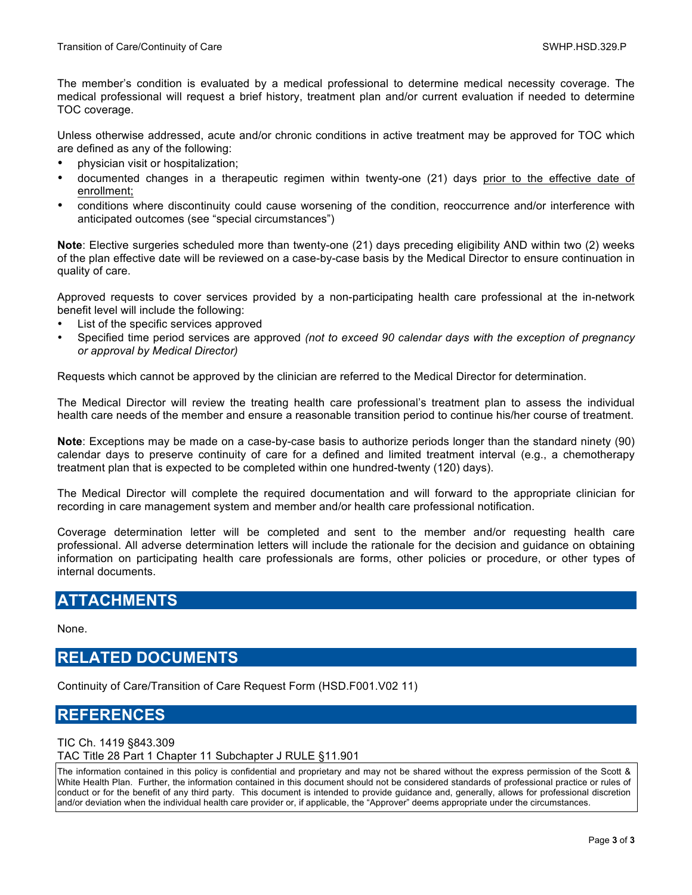The member's condition is evaluated by a medical professional to determine medical necessity coverage. The medical professional will request a brief history, treatment plan and/or current evaluation if needed to determine TOC coverage.

Unless otherwise addressed, acute and/or chronic conditions in active treatment may be approved for TOC which are defined as any of the following:

- physician visit or hospitalization;
- documented changes in a therapeutic regimen within twenty-one (21) days <u>prior to the effective date of enrollment;</u>
- conditions where discontinuity could cause worsening of the condition, reoccurrence and/or interference with anticipated outcomes (see "special circumstances")

**Note**: Elective surgeries scheduled more than twenty-one (21) days preceding eligibility AND within two (2) weeks of the plan effective date will be reviewed on a case-by-case basis by the Medical Director to ensure continuation in quality of care.

Approved requests to cover services provided by a non-participating health care professional at the in-network benefit level will include the following:

- List of the specific services approved
- Specified time period services are approved *(not to exceed 90 calendar days with the exception of pregnancy or approval by Medical Director)*

Requests which cannot be approved by the clinician are referred to the Medical Director for determination.

The Medical Director will review the treating health care professional's treatment plan to assess the individual health care needs of the member and ensure a reasonable transition period to continue his/her course of treatment.

**Note**: Exceptions may be made on a case-by-case basis to authorize periods longer than the standard ninety (90) calendar days to preserve continuity of care for a defined and limited treatment interval (e.g., a chemotherapy treatment plan that is expected to be completed within one hundred-twenty (120) days).

The Medical Director will complete the required documentation and will forward to the appropriate clinician for recording in care management system and member and/or health care professional notification.

Coverage determination letter will be completed and sent to the member and/or requesting health care professional. All adverse determination letters will include the rationale for the decision and guidance on obtaining information on participating health care professionals are forms, other policies or procedure, or other types of internal documents.

## ATTACHMENTS

None.

## RELATED DOCUMENTS

Continuity of Care/Transition of Care Request Form (HSD.F001.V02 11)

## REFERENCES

TIC Ch. 1419 §843.309
TAC Title 28 Part 1 Chapter 11 Subchapter J RULE §11.901

The information contained in this policy is confidential and proprietary and may not be shared without the express permission of the Scott & White Health Plan. Further, the information contained in this document should not be considered standards of professional practice or rules of conduct or for the benefit of any third party. This document is intended to provide guidance and, generally, allows for professional discretion and/or deviation when the individual health care provider or, if applicable, the "Approver" deems appropriate under the circumstances.